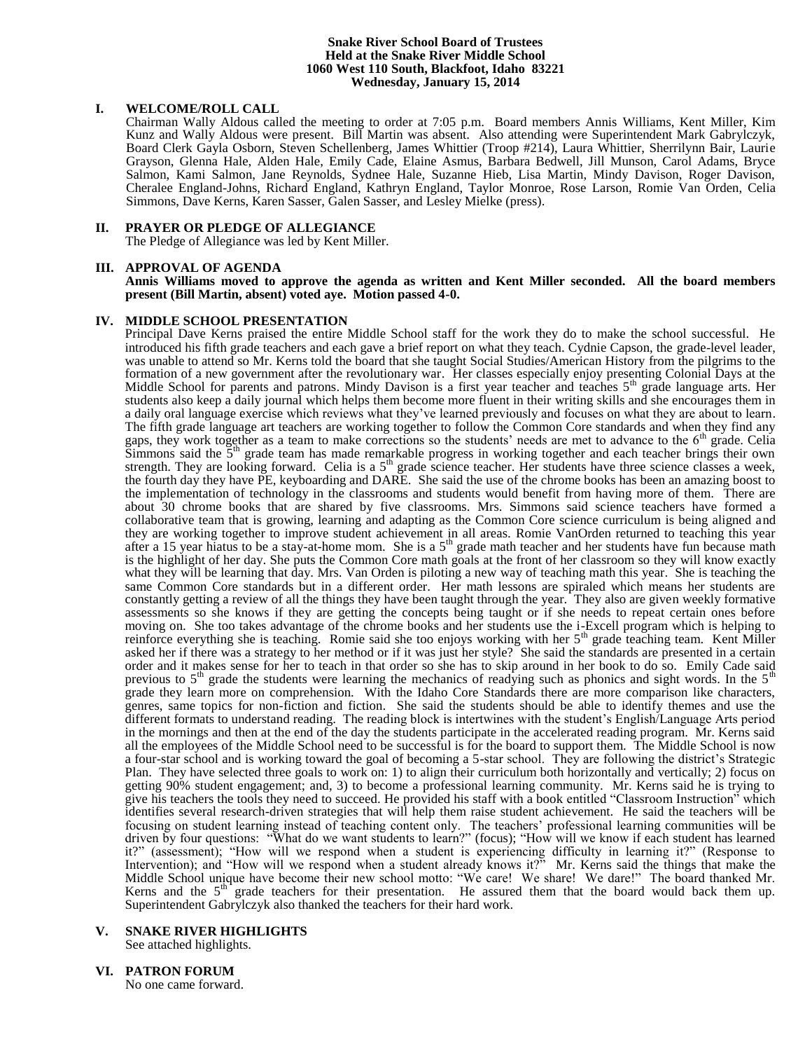**Snake River School Board of Trustees**
**Held at the Snake River Middle School**
**1060 West 110 South, Blackfoot, Idaho 83221**
**Wednesday, January 15, 2014**

## I. WELCOME/ROLL CALL

Chairman Wally Aldous called the meeting to order at 7:05 p.m. Board members Annis Williams, Kent Miller, Kim Kunz and Wally Aldous were present. Bill Martin was absent. Also attending were Superintendent Mark Gabrylczyk, Board Clerk Gayla Osborn, Steven Schellenberg, James Whittier (Troop #214), Laura Whittier, Sherrilynn Bair, Laurie Grayson, Glenna Hale, Alden Hale, Emily Cade, Elaine Asmus, Barbara Bedwell, Jill Munson, Carol Adams, Bryce Salmon, Kami Salmon, Jane Reynolds, Sydnee Hale, Suzanne Hieb, Lisa Martin, Mindy Davison, Roger Davison, Cheralee England-Johns, Richard England, Kathryn England, Taylor Monroe, Rose Larson, Romie Van Orden, Celia Simmons, Dave Kerns, Karen Sasser, Galen Sasser, and Lesley Mielke (press).

## II. PRAYER OR PLEDGE OF ALLEGIANCE

The Pledge of Allegiance was led by Kent Miller.

## III. APPROVAL OF AGENDA

**Annis Williams moved to approve the agenda as written and Kent Miller seconded. All the board members present (Bill Martin, absent) voted aye. Motion passed 4-0.**

## IV. MIDDLE SCHOOL PRESENTATION

Principal Dave Kerns praised the entire Middle School staff for the work they do to make the school successful. He introduced his fifth grade teachers and each gave a brief report on what they teach. Cydnie Capson, the grade-level leader, was unable to attend so Mr. Kerns told the board that she taught Social Studies/American History from the pilgrims to the formation of a new government after the revolutionary war. Her classes especially enjoy presenting Colonial Days at the Middle School for parents and patrons. Mindy Davison is a first year teacher and teaches 5th grade language arts. Her students also keep a daily journal which helps them become more fluent in their writing skills and she encourages them in a daily oral language exercise which reviews what they've learned previously and focuses on what they are about to learn. The fifth grade language art teachers are working together to follow the Common Core standards and when they find any gaps, they work together as a team to make corrections so the students' needs are met to advance to the 6th grade. Celia Simmons said the 5th grade team has made remarkable progress in working together and each teacher brings their own strength. They are looking forward. Celia is a 5th grade science teacher. Her students have three science classes a week, the fourth day they have PE, keyboarding and DARE. She said the use of the chrome books has been an amazing boost to the implementation of technology in the classrooms and students would benefit from having more of them. There are about 30 chrome books that are shared by five classrooms. Mrs. Simmons said science teachers have formed a collaborative team that is growing, learning and adapting as the Common Core science curriculum is being aligned and they are working together to improve student achievement in all areas. Romie VanOrden returned to teaching this year after a 15 year hiatus to be a stay-at-home mom. She is a 5th grade math teacher and her students have fun because math is the highlight of her day. She puts the Common Core math goals at the front of her classroom so they will know exactly what they will be learning that day. Mrs. Van Orden is piloting a new way of teaching math this year. She is teaching the same Common Core standards but in a different order. Her math lessons are spiraled which means her students are constantly getting a review of all the things they have been taught through the year. They also are given weekly formative assessments so she knows if they are getting the concepts being taught or if she needs to repeat certain ones before moving on. She too takes advantage of the chrome books and her students use the i-Excell program which is helping to reinforce everything she is teaching. Romie said she too enjoys working with her 5th grade teaching team. Kent Miller asked her if there was a strategy to her method or if it was just her style? She said the standards are presented in a certain order and it makes sense for her to teach in that order so she has to skip around in her book to do so. Emily Cade said previous to 5th grade the students were learning the mechanics of readying such as phonics and sight words. In the 5th grade they learn more on comprehension. With the Idaho Core Standards there are more comparison like characters, genres, same topics for non-fiction and fiction. She said the students should be able to identify themes and use the different formats to understand reading. The reading block is intertwines with the student's English/Language Arts period in the mornings and then at the end of the day the students participate in the accelerated reading program. Mr. Kerns said all the employees of the Middle School need to be successful is for the board to support them. The Middle School is now a four-star school and is working toward the goal of becoming a 5-star school. They are following the district's Strategic Plan. They have selected three goals to work on: 1) to align their curriculum both horizontally and vertically; 2) focus on getting 90% student engagement; and, 3) to become a professional learning community. Mr. Kerns said he is trying to give his teachers the tools they need to succeed. He provided his staff with a book entitled "Classroom Instruction" which identifies several research-driven strategies that will help them raise student achievement. He said the teachers will be focusing on student learning instead of teaching content only. The teachers' professional learning communities will be driven by four questions: "What do we want students to learn?" (focus); "How will we know if each student has learned it?" (assessment); "How will we respond when a student is experiencing difficulty in learning it?" (Response to Intervention); and "How will we respond when a student already knows it?" Mr. Kerns said the things that make the Middle School unique have become their new school motto: "We care! We share! We dare!" The board thanked Mr. Kerns and the 5th grade teachers for their presentation. He assured them that the board would back them up. Superintendent Gabrylczyk also thanked the teachers for their hard work.

## V. SNAKE RIVER HIGHLIGHTS

See attached highlights.

## VI. PATRON FORUM

No one came forward.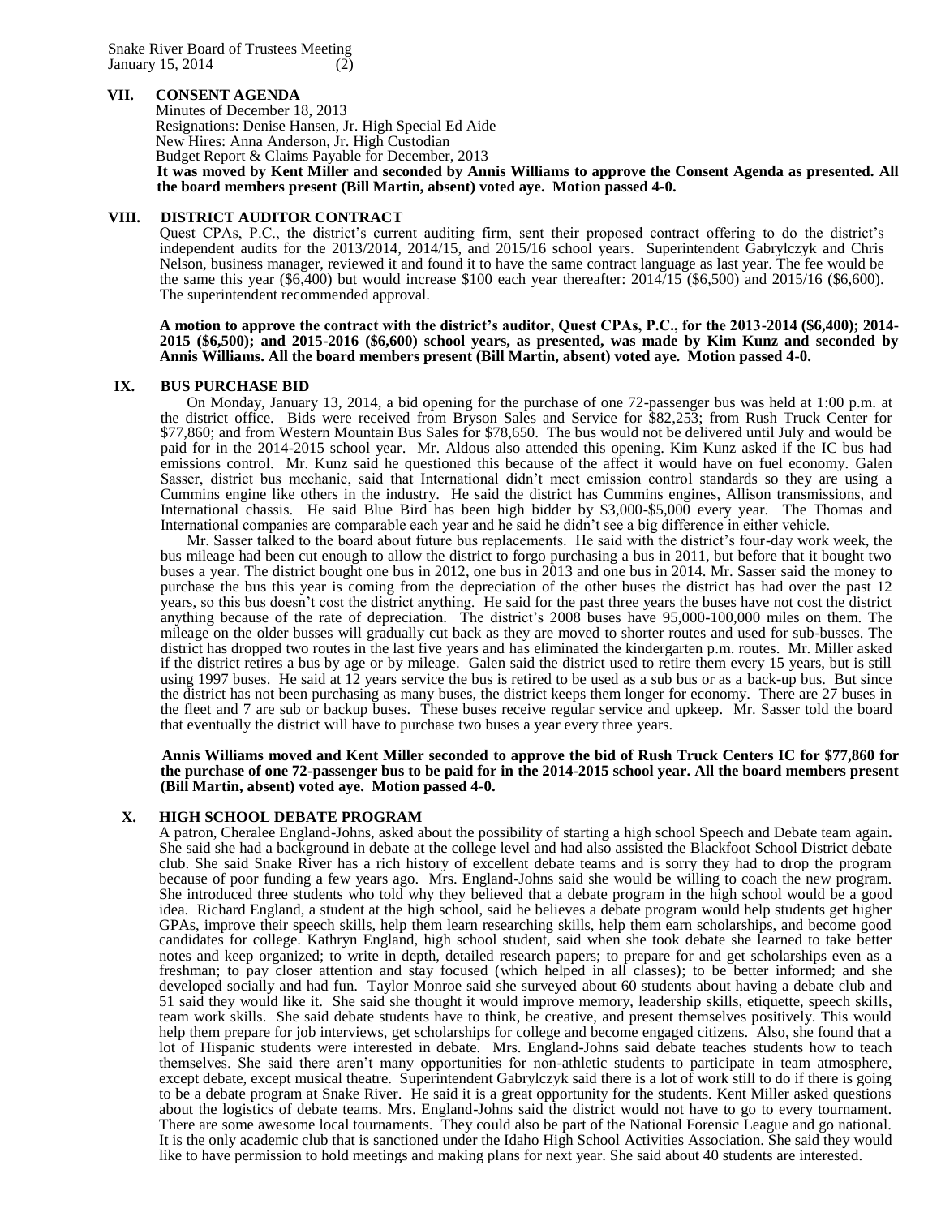## VII. CONSENT AGENDA

Minutes of December 18, 2013
Resignations: Denise Hansen, Jr. High Special Ed Aide
New Hires: Anna Anderson, Jr. High Custodian
Budget Report & Claims Payable for December, 2013

**It was moved by Kent Miller and seconded by Annis Williams to approve the Consent Agenda as presented. All the board members present (Bill Martin, absent) voted aye. Motion passed 4-0.**

## VIII. DISTRICT AUDITOR CONTRACT

Quest CPAs, P.C., the district's current auditing firm, sent their proposed contract offering to do the district's independent audits for the 2013/2014, 2014/15, and 2015/16 school years. Superintendent Gabrylczyk and Chris Nelson, business manager, reviewed it and found it to have the same contract language as last year. The fee would be the same this year ($6,400) but would increase $100 each year thereafter: 2014/15 ($6,500) and 2015/16 ($6,600). The superintendent recommended approval.

**A motion to approve the contract with the district's auditor, Quest CPAs, P.C., for the 2013-2014 ($6,400); 2014-2015 ($6,500); and 2015-2016 ($6,600) school years, as presented, was made by Kim Kunz and seconded by Annis Williams. All the board members present (Bill Martin, absent) voted aye. Motion passed 4-0.**

## IX. BUS PURCHASE BID

On Monday, January 13, 2014, a bid opening for the purchase of one 72-passenger bus was held at 1:00 p.m. at the district office. Bids were received from Bryson Sales and Service for $82,253; from Rush Truck Center for $77,860; and from Western Mountain Bus Sales for $78,650. The bus would not be delivered until July and would be paid for in the 2014-2015 school year. Mr. Aldous also attended this opening. Kim Kunz asked if the IC bus had emissions control. Mr. Kunz said he questioned this because of the affect it would have on fuel economy. Galen Sasser, district bus mechanic, said that International didn't meet emission control standards so they are using a Cummins engine like others in the industry. He said the district has Cummins engines, Allison transmissions, and International chassis. He said Blue Bird has been high bidder by $3,000-$5,000 every year. The Thomas and International companies are comparable each year and he said he didn't see a big difference in either vehicle.

Mr. Sasser talked to the board about future bus replacements. He said with the district's four-day work week, the bus mileage had been cut enough to allow the district to forgo purchasing a bus in 2011, but before that it bought two buses a year. The district bought one bus in 2012, one bus in 2013 and one bus in 2014. Mr. Sasser said the money to purchase the bus this year is coming from the depreciation of the other buses the district has had over the past 12 years, so this bus doesn't cost the district anything. He said for the past three years the buses have not cost the district anything because of the rate of depreciation. The district's 2008 buses have 95,000-100,000 miles on them. The mileage on the older busses will gradually cut back as they are moved to shorter routes and used for sub-busses. The district has dropped two routes in the last five years and has eliminated the kindergarten p.m. routes. Mr. Miller asked if the district retires a bus by age or by mileage. Galen said the district used to retire them every 15 years, but is still using 1997 buses. He said at 12 years service the bus is retired to be used as a sub bus or as a back-up bus. But since the district has not been purchasing as many buses, the district keeps them longer for economy. There are 27 buses in the fleet and 7 are sub or backup buses. These buses receive regular service and upkeep. Mr. Sasser told the board that eventually the district will have to purchase two buses a year every three years.

**Annis Williams moved and Kent Miller seconded to approve the bid of Rush Truck Centers IC for $77,860 for the purchase of one 72-passenger bus to be paid for in the 2014-2015 school year. All the board members present (Bill Martin, absent) voted aye. Motion passed 4-0.**

## X. HIGH SCHOOL DEBATE PROGRAM

A patron, Cheralee England-Johns, asked about the possibility of starting a high school Speech and Debate team again**.** She said she had a background in debate at the college level and had also assisted the Blackfoot School District debate club. She said Snake River has a rich history of excellent debate teams and is sorry they had to drop the program because of poor funding a few years ago. Mrs. England-Johns said she would be willing to coach the new program. She introduced three students who told why they believed that a debate program in the high school would be a good idea. Richard England, a student at the high school, said he believes a debate program would help students get higher GPAs, improve their speech skills, help them learn researching skills, help them earn scholarships, and become good candidates for college. Kathryn England, high school student, said when she took debate she learned to take better notes and keep organized; to write in depth, detailed research papers; to prepare for and get scholarships even as a freshman; to pay closer attention and stay focused (which helped in all classes); to be better informed; and she developed socially and had fun. Taylor Monroe said she surveyed about 60 students about having a debate club and 51 said they would like it. She said she thought it would improve memory, leadership skills, etiquette, speech skills, team work skills. She said debate students have to think, be creative, and present themselves positively. This would help them prepare for job interviews, get scholarships for college and become engaged citizens. Also, she found that a lot of Hispanic students were interested in debate. Mrs. England-Johns said debate teaches students how to teach themselves. She said there aren't many opportunities for non-athletic students to participate in team atmosphere, except debate, except musical theatre. Superintendent Gabrylczyk said there is a lot of work still to do if there is going to be a debate program at Snake River. He said it is a great opportunity for the students. Kent Miller asked questions about the logistics of debate teams. Mrs. England-Johns said the district would not have to go to every tournament. There are some awesome local tournaments. They could also be part of the National Forensic League and go national. It is the only academic club that is sanctioned under the Idaho High School Activities Association. She said they would like to have permission to hold meetings and making plans for next year. She said about 40 students are interested.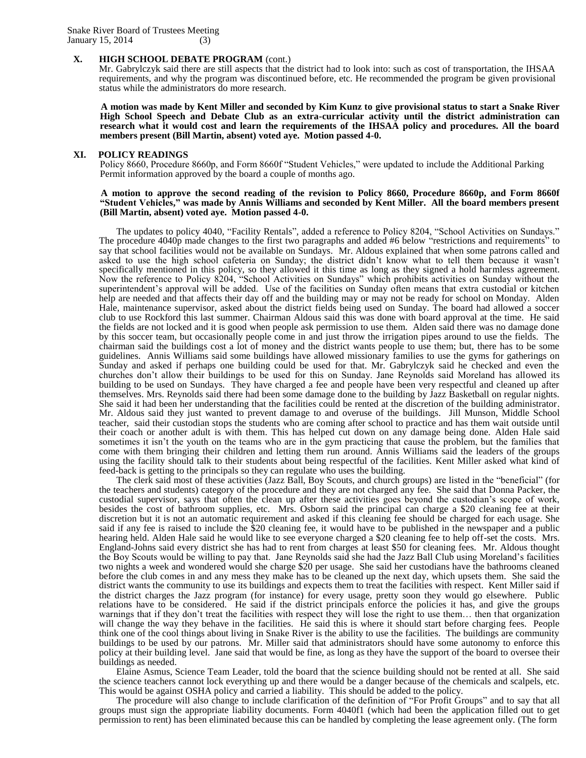### X. HIGH SCHOOL DEBATE PROGRAM (cont.)

Mr. Gabrylczyk said there are still aspects that the district had to look into: such as cost of transportation, the IHSAA requirements, and why the program was discontinued before, etc. He recommended the program be given provisional status while the administrators do more research.

**A motion was made by Kent Miller and seconded by Kim Kunz to give provisional status to start a Snake River High School Speech and Debate Club as an extra-curricular activity until the district administration can research what it would cost and learn the requirements of the IHSAA policy and procedures. All the board members present (Bill Martin, absent) voted aye. Motion passed 4-0.**

### XI. POLICY READINGS

Policy 8660, Procedure 8660p, and Form 8660f "Student Vehicles," were updated to include the Additional Parking Permit information approved by the board a couple of months ago.

**A motion to approve the second reading of the revision to Policy 8660, Procedure 8660p, and Form 8660f "Student Vehicles," was made by Annis Williams and seconded by Kent Miller. All the board members present (Bill Martin, absent) voted aye. Motion passed 4-0.**

The updates to policy 4040, "Facility Rentals", added a reference to Policy 8204, "School Activities on Sundays." The procedure 4040p made changes to the first two paragraphs and added #6 below "restrictions and requirements" to say that school facilities would not be available on Sundays. Mr. Aldous explained that when some patrons called and asked to use the high school cafeteria on Sunday; the district didn't know what to tell them because it wasn't specifically mentioned in this policy, so they allowed it this time as long as they signed a hold harmless agreement. Now the reference to Policy 8204, "School Activities on Sundays" which prohibits activities on Sunday without the superintendent's approval will be added. Use of the facilities on Sunday often means that extra custodial or kitchen help are needed and that affects their day off and the building may or may not be ready for school on Monday. Alden Hale, maintenance supervisor, asked about the district fields being used on Sunday. The board had allowed a soccer club to use Rockford this last summer. Chairman Aldous said this was done with board approval at the time. He said the fields are not locked and it is good when people ask permission to use them. Alden said there was no damage done by this soccer team, but occasionally people come in and just throw the irrigation pipes around to use the fields. The chairman said the buildings cost a lot of money and the district wants people to use them; but, there has to be some guidelines. Annis Williams said some buildings have allowed missionary families to use the gyms for gatherings on Sunday and asked if perhaps one building could be used for that. Mr. Gabrylczyk said he checked and even the churches don't allow their buildings to be used for this on Sunday. Jane Reynolds said Moreland has allowed its building to be used on Sundays. They have charged a fee and people have been very respectful and cleaned up after themselves. Mrs. Reynolds said there had been some damage done to the building by Jazz Basketball on regular nights. She said it had been her understanding that the facilities could be rented at the discretion of the building administrator. Mr. Aldous said they just wanted to prevent damage to and overuse of the buildings. Jill Munson, Middle School teacher, said their custodian stops the students who are coming after school to practice and has them wait outside until their coach or another adult is with them. This has helped cut down on any damage being done. Alden Hale said sometimes it isn't the youth on the teams who are in the gym practicing that cause the problem, but the families that come with them bringing their children and letting them run around. Annis Williams said the leaders of the groups using the facility should talk to their students about being respectful of the facilities. Kent Miller asked what kind of feed-back is getting to the principals so they can regulate who uses the building.

The clerk said most of these activities (Jazz Ball, Boy Scouts, and church groups) are listed in the "beneficial" (for the teachers and students) category of the procedure and they are not charged any fee. She said that Donna Packer, the custodial supervisor, says that often the clean up after these activities goes beyond the custodian's scope of work, besides the cost of bathroom supplies, etc. Mrs. Osborn said the principal can charge a $20 cleaning fee at their discretion but it is not an automatic requirement and asked if this cleaning fee should be charged for each usage. She said if any fee is raised to include the $20 cleaning fee, it would have to be published in the newspaper and a public hearing held. Alden Hale said he would like to see everyone charged a $20 cleaning fee to help off-set the costs. Mrs. England-Johns said every district she has had to rent from charges at least $50 for cleaning fees. Mr. Aldous thought the Boy Scouts would be willing to pay that. Jane Reynolds said she had the Jazz Ball Club using Moreland's facilities two nights a week and wondered would she charge $20 per usage. She said her custodians have the bathrooms cleaned before the club comes in and any mess they make has to be cleaned up the next day, which upsets them. She said the district wants the community to use its buildings and expects them to treat the facilities with respect. Kent Miller said if the district charges the Jazz program (for instance) for every usage, pretty soon they would go elsewhere. Public relations have to be considered. He said if the district principals enforce the policies it has, and give the groups warnings that if they don't treat the facilities with respect they will lose the right to use them… then that organization will change the way they behave in the facilities. He said this is where it should start before charging fees. People think one of the cool things about living in Snake River is the ability to use the facilities. The buildings are community buildings to be used by our patrons. Mr. Miller said that administrators should have some autonomy to enforce this policy at their building level. Jane said that would be fine, as long as they have the support of the board to oversee their buildings as needed.

Elaine Asmus, Science Team Leader, told the board that the science building should not be rented at all. She said the science teachers cannot lock everything up and there would be a danger because of the chemicals and scalpels, etc. This would be against OSHA policy and carried a liability. This should be added to the policy.

The procedure will also change to include clarification of the definition of "For Profit Groups" and to say that all groups must sign the appropriate liability documents. Form 4040f1 (which had been the application filled out to get permission to rent) has been eliminated because this can be handled by completing the lease agreement only. (The form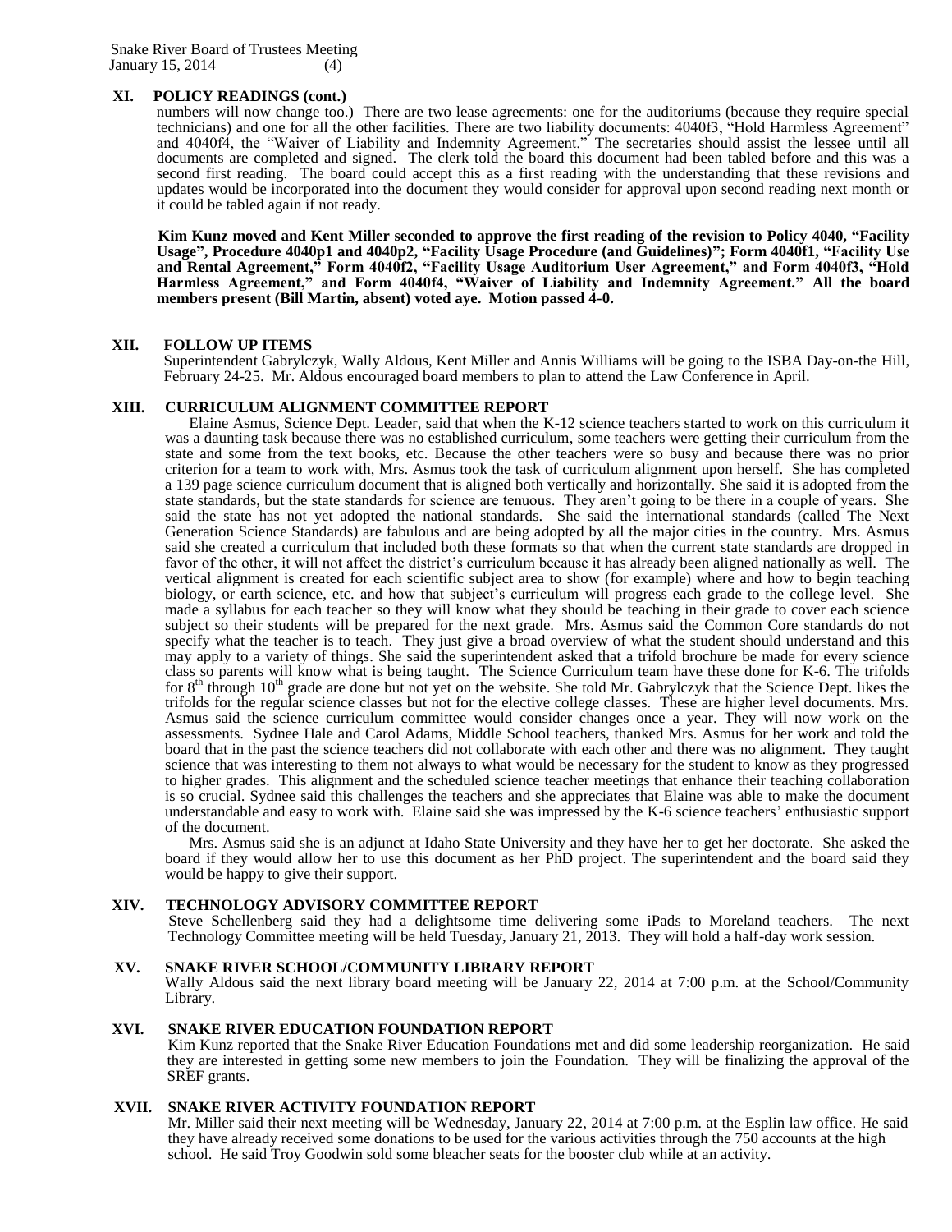## XI. POLICY READINGS (cont.)

numbers will now change too.) There are two lease agreements: one for the auditoriums (because they require special technicians) and one for all the other facilities. There are two liability documents: 4040f3, "Hold Harmless Agreement" and 4040f4, the "Waiver of Liability and Indemnity Agreement." The secretaries should assist the lessee until all documents are completed and signed. The clerk told the board this document had been tabled before and this was a second first reading. The board could accept this as a first reading with the understanding that these revisions and updates would be incorporated into the document they would consider for approval upon second reading next month or it could be tabled again if not ready.

**Kim Kunz moved and Kent Miller seconded to approve the first reading of the revision to Policy 4040, "Facility Usage", Procedure 4040p1 and 4040p2, "Facility Usage Procedure (and Guidelines)"; Form 4040f1, "Facility Use and Rental Agreement," Form 4040f2, "Facility Usage Auditorium User Agreement," and Form 4040f3, "Hold Harmless Agreement," and Form 4040f4, "Waiver of Liability and Indemnity Agreement." All the board members present (Bill Martin, absent) voted aye. Motion passed 4-0.**

## XII. FOLLOW UP ITEMS

Superintendent Gabrylczyk, Wally Aldous, Kent Miller and Annis Williams will be going to the ISBA Day-on-the Hill, February 24-25. Mr. Aldous encouraged board members to plan to attend the Law Conference in April.

## XIII. CURRICULUM ALIGNMENT COMMITTEE REPORT

Elaine Asmus, Science Dept. Leader, said that when the K-12 science teachers started to work on this curriculum it was a daunting task because there was no established curriculum, some teachers were getting their curriculum from the state and some from the text books, etc. Because the other teachers were so busy and because there was no prior criterion for a team to work with, Mrs. Asmus took the task of curriculum alignment upon herself. She has completed a 139 page science curriculum document that is aligned both vertically and horizontally. She said it is adopted from the state standards, but the state standards for science are tenuous. They aren't going to be there in a couple of years. She said the state has not yet adopted the national standards. She said the international standards (called The Next Generation Science Standards) are fabulous and are being adopted by all the major cities in the country. Mrs. Asmus said she created a curriculum that included both these formats so that when the current state standards are dropped in favor of the other, it will not affect the district's curriculum because it has already been aligned nationally as well. The vertical alignment is created for each scientific subject area to show (for example) where and how to begin teaching biology, or earth science, etc. and how that subject's curriculum will progress each grade to the college level. She made a syllabus for each teacher so they will know what they should be teaching in their grade to cover each science subject so their students will be prepared for the next grade. Mrs. Asmus said the Common Core standards do not specify what the teacher is to teach. They just give a broad overview of what the student should understand and this may apply to a variety of things. She said the superintendent asked that a trifold brochure be made for every science class so parents will know what is being taught. The Science Curriculum team have these done for K-6. The trifolds for 8th through 10th grade are done but not yet on the website. She told Mr. Gabrylczyk that the Science Dept. likes the trifolds for the regular science classes but not for the elective college classes. These are higher level documents. Mrs. Asmus said the science curriculum committee would consider changes once a year. They will now work on the assessments. Sydnee Hale and Carol Adams, Middle School teachers, thanked Mrs. Asmus for her work and told the board that in the past the science teachers did not collaborate with each other and there was no alignment. They taught science that was interesting to them not always to what would be necessary for the student to know as they progressed to higher grades. This alignment and the scheduled science teacher meetings that enhance their teaching collaboration is so crucial. Sydnee said this challenges the teachers and she appreciates that Elaine was able to make the document understandable and easy to work with. Elaine said she was impressed by the K-6 science teachers' enthusiastic support of the document.

Mrs. Asmus said she is an adjunct at Idaho State University and they have her to get her doctorate. She asked the board if they would allow her to use this document as her PhD project. The superintendent and the board said they would be happy to give their support.

## XIV. TECHNOLOGY ADVISORY COMMITTEE REPORT

Steve Schellenberg said they had a delightsome time delivering some iPads to Moreland teachers. The next Technology Committee meeting will be held Tuesday, January 21, 2013. They will hold a half-day work session.

## XV. SNAKE RIVER SCHOOL/COMMUNITY LIBRARY REPORT

Wally Aldous said the next library board meeting will be January 22, 2014 at 7:00 p.m. at the School/Community Library.

## XVI. SNAKE RIVER EDUCATION FOUNDATION REPORT

Kim Kunz reported that the Snake River Education Foundations met and did some leadership reorganization. He said they are interested in getting some new members to join the Foundation. They will be finalizing the approval of the SREF grants.

## XVII. SNAKE RIVER ACTIVITY FOUNDATION REPORT

Mr. Miller said their next meeting will be Wednesday, January 22, 2014 at 7:00 p.m. at the Esplin law office. He said they have already received some donations to be used for the various activities through the 750 accounts at the high school. He said Troy Goodwin sold some bleacher seats for the booster club while at an activity.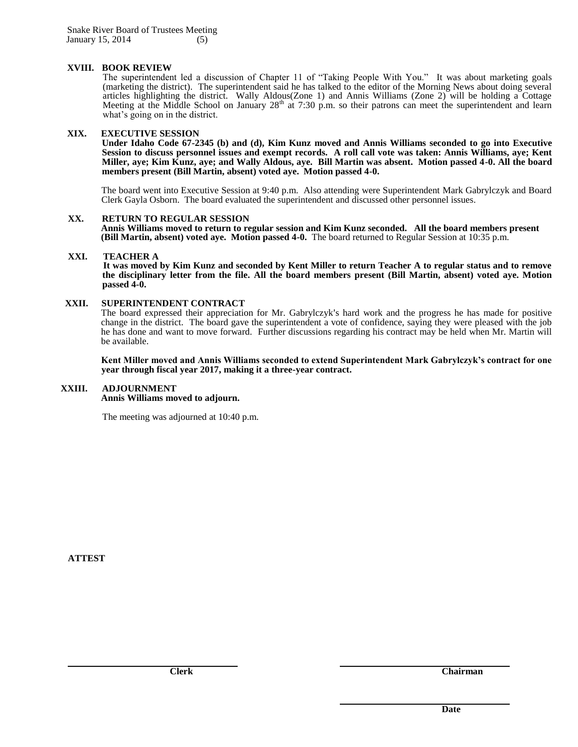**XVIII. BOOK REVIEW**

The superintendent led a discussion of Chapter 11 of "Taking People With You." It was about marketing goals (marketing the district). The superintendent said he has talked to the editor of the Morning News about doing several articles highlighting the district. Wally Aldous(Zone 1) and Annis Williams (Zone 2) will be holding a Cottage Meeting at the Middle School on January 28th at 7:30 p.m. so their patrons can meet the superintendent and learn what's going on in the district.

**XIX. EXECUTIVE SESSION**

**Under Idaho Code 67-2345 (b) and (d), Kim Kunz moved and Annis Williams seconded to go into Executive Session to discuss personnel issues and exempt records. A roll call vote was taken: Annis Williams, aye; Kent Miller, aye; Kim Kunz, aye; and Wally Aldous, aye. Bill Martin was absent. Motion passed 4-0. All the board members present (Bill Martin, absent) voted aye. Motion passed 4-0.**

The board went into Executive Session at 9:40 p.m. Also attending were Superintendent Mark Gabrylczyk and Board Clerk Gayla Osborn. The board evaluated the superintendent and discussed other personnel issues.

**XX. RETURN TO REGULAR SESSION**

**Annis Williams moved to return to regular session and Kim Kunz seconded. All the board members present (Bill Martin, absent) voted aye. Motion passed 4-0.** The board returned to Regular Session at 10:35 p.m.

**XXI. TEACHER A**

**It was moved by Kim Kunz and seconded by Kent Miller to return Teacher A to regular status and to remove the disciplinary letter from the file. All the board members present (Bill Martin, absent) voted aye. Motion passed 4-0.**

**XXII. SUPERINTENDENT CONTRACT**

The board expressed their appreciation for Mr. Gabrylczyk's hard work and the progress he has made for positive change in the district. The board gave the superintendent a vote of confidence, saying they were pleased with the job he has done and want to move forward. Further discussions regarding his contract may be held when Mr. Martin will be available.

**Kent Miller moved and Annis Williams seconded to extend Superintendent Mark Gabrylczyk's contract for one year through fiscal year 2017, making it a three-year contract.**

**XXIII. ADJOURNMENT**

**Annis Williams moved to adjourn.**

The meeting was adjourned at 10:40 p.m.

**ATTEST**

\_\_\_\_\_\_\_\_\_\_\_\_\_\_\_\_\_\_\_\_\_\_\_\_\_\_\_\_
**Clerk**

\_\_\_\_\_\_\_\_\_\_\_\_\_\_\_\_\_\_\_\_\_\_\_\_\_\_\_\_
**Chairman**

\_\_\_\_\_\_\_\_\_\_\_\_\_\_\_\_\_\_\_\_\_\_\_\_\_\_\_\_
**Date**